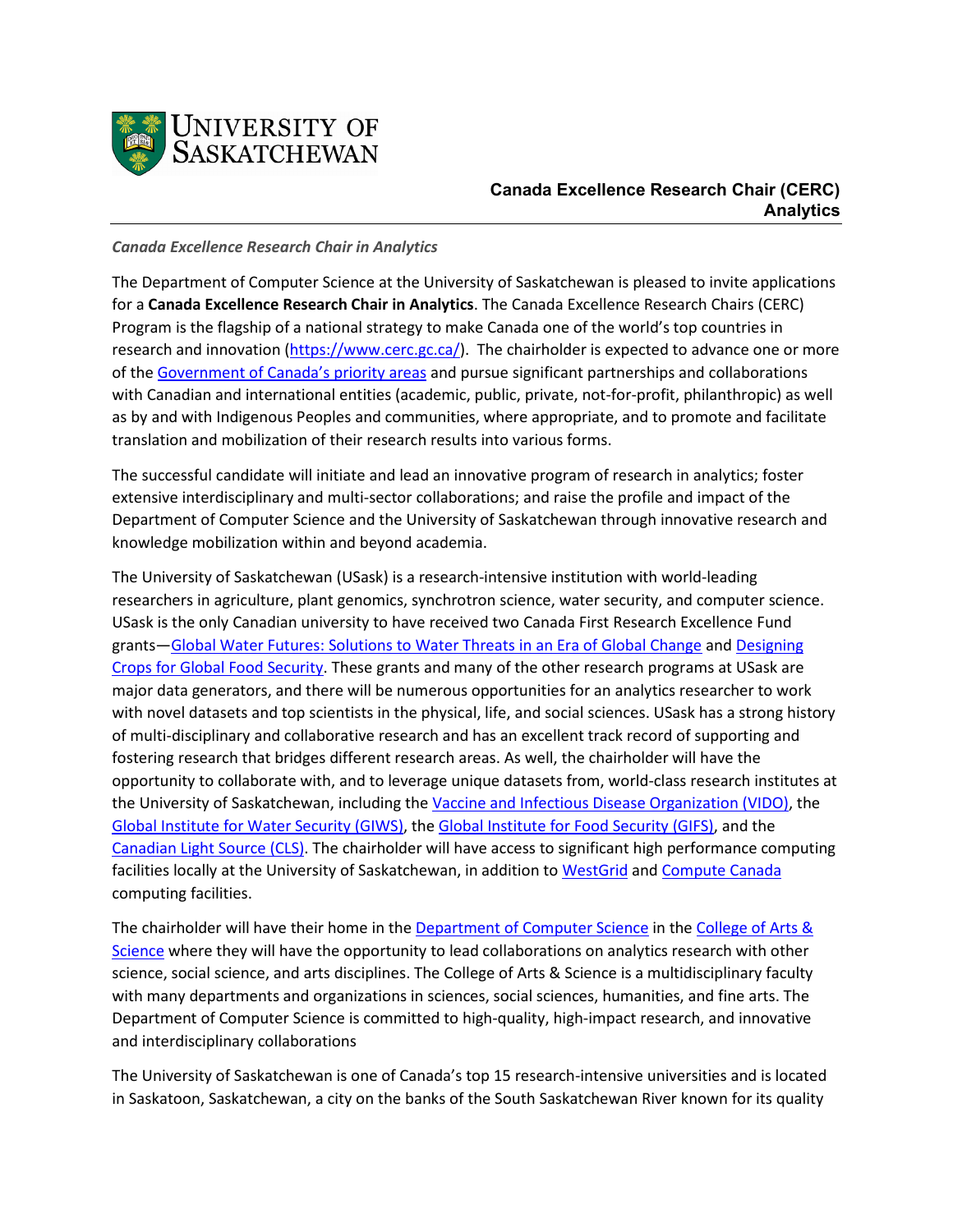**Canada Excellence Research Chair (CERC) Analytics**

*Canada Excellence Research Chair in Analytics*

The Department of Computer Science at the University of Saskatchewan is pleased to invite applications for a **Canada Excellence Research Chair in Analytics**. The Canada Excellence Research Chairs (CERC) Program is the flagship of a national strategy to make Canada one of the world's top countries in research and innovation (https://www.cerc.gc.ca/). The chairholder is expected to advance one or more of the Government of Canada's priority areas and pursue significant partnerships and collaborations with Canadian and international entities (academic, public, private, not-for-profit, philanthropic) as well as by and with Indigenous Peoples and communities, where appropriate, and to promote and facilitate translation and mobilization of their research results into various forms.

The successful candidate will initiate and lead an innovative program of research in analytics; foster extensive interdisciplinary and multi-sector collaborations; and raise the profile and impact of the Department of Computer Science and the University of Saskatchewan through innovative research and knowledge mobilization within and beyond academia.

The University of Saskatchewan (USask) is a research-intensive institution with world-leading researchers in agriculture, plant genomics, synchrotron science, water security, and computer science. USask is the only Canadian university to have received two Canada First Research Excellence Fund grants—Global Water Futures: Solutions to Water Threats in an Era of Global Change and Designing Crops for Global Food Security. These grants and many of the other research programs at USask are major data generators, and there will be numerous opportunities for an analytics researcher to work with novel datasets and top scientists in the physical, life, and social sciences. USask has a strong history of multi-disciplinary and collaborative research and has an excellent track record of supporting and fostering research that bridges different research areas. As well, the chairholder will have the opportunity to collaborate with, and to leverage unique datasets from, world-class research institutes at the University of Saskatchewan, including the Vaccine and Infectious Disease Organization (VIDO), the Global Institute for Water Security (GIWS), the Global Institute for Food Security (GIFS), and the Canadian Light Source (CLS). The chairholder will have access to significant high performance computing facilities locally at the University of Saskatchewan, in addition to WestGrid and Compute Canada computing facilities.

The chairholder will have their home in the Department of Computer Science in the College of Arts & Science where they will have the opportunity to lead collaborations on analytics research with other science, social science, and arts disciplines. The College of Arts & Science is a multidisciplinary faculty with many departments and organizations in sciences, social sciences, humanities, and fine arts. The Department of Computer Science is committed to high-quality, high-impact research, and innovative and interdisciplinary collaborations

The University of Saskatchewan is one of Canada's top 15 research-intensive universities and is located in Saskatoon, Saskatchewan, a city on the banks of the South Saskatchewan River known for its quality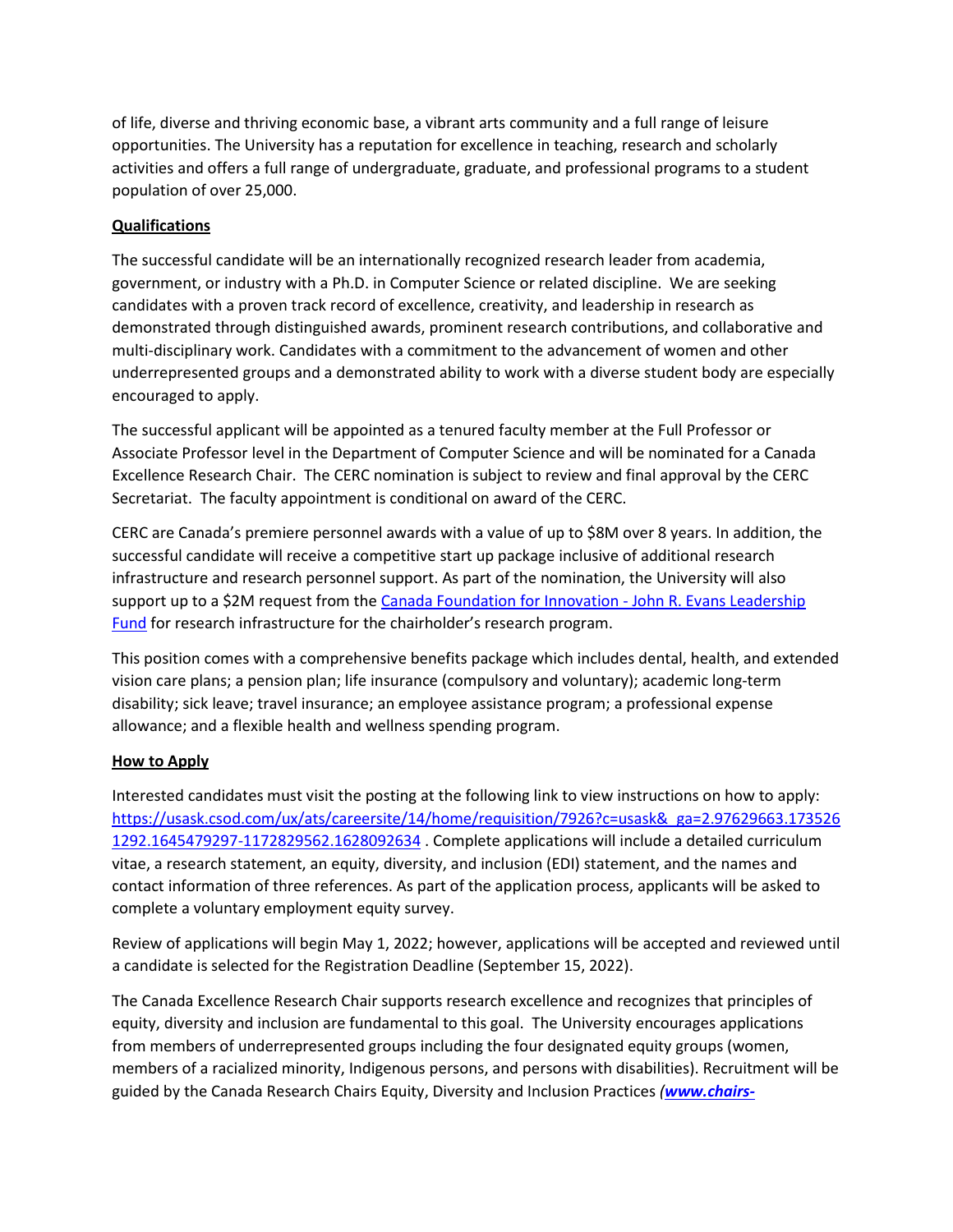of life, diverse and thriving economic base, a vibrant arts community and a full range of leisure opportunities. The University has a reputation for excellence in teaching, research and scholarly activities and offers a full range of undergraduate, graduate, and professional programs to a student population of over 25,000.

**Qualifications**

The successful candidate will be an internationally recognized research leader from academia, government, or industry with a Ph.D. in Computer Science or related discipline. We are seeking candidates with a proven track record of excellence, creativity, and leadership in research as demonstrated through distinguished awards, prominent research contributions, and collaborative and multi-disciplinary work. Candidates with a commitment to the advancement of women and other underrepresented groups and a demonstrated ability to work with a diverse student body are especially encouraged to apply.

The successful applicant will be appointed as a tenured faculty member at the Full Professor or Associate Professor level in the Department of Computer Science and will be nominated for a Canada Excellence Research Chair. The CERC nomination is subject to review and final approval by the CERC Secretariat. The faculty appointment is conditional on award of the CERC.

CERC are Canada's premiere personnel awards with a value of up to $8M over 8 years. In addition, the successful candidate will receive a competitive start up package inclusive of additional research infrastructure and research personnel support. As part of the nomination, the University will also support up to a $2M request from the Canada Foundation for Innovation - John R. Evans Leadership Fund for research infrastructure for the chairholder's research program.

This position comes with a comprehensive benefits package which includes dental, health, and extended vision care plans; a pension plan; life insurance (compulsory and voluntary); academic long-term disability; sick leave; travel insurance; an employee assistance program; a professional expense allowance; and a flexible health and wellness spending program.

**How to Apply**

Interested candidates must visit the posting at the following link to view instructions on how to apply: https://usask.csod.com/ux/ats/careersite/14/home/requisition/7926?c=usask&_ga=2.97629663.1735261292.1645479297-1172829562.1628092634 . Complete applications will include a detailed curriculum vitae, a research statement, an equity, diversity, and inclusion (EDI) statement, and the names and contact information of three references. As part of the application process, applicants will be asked to complete a voluntary employment equity survey.

Review of applications will begin May 1, 2022; however, applications will be accepted and reviewed until a candidate is selected for the Registration Deadline (September 15, 2022).

The Canada Excellence Research Chair supports research excellence and recognizes that principles of equity, diversity and inclusion are fundamental to this goal. The University encourages applications from members of underrepresented groups including the four designated equity groups (women, members of a racialized minority, Indigenous persons, and persons with disabilities). Recruitment will be guided by the Canada Research Chairs Equity, Diversity and Inclusion Practices *(**www.chairs-**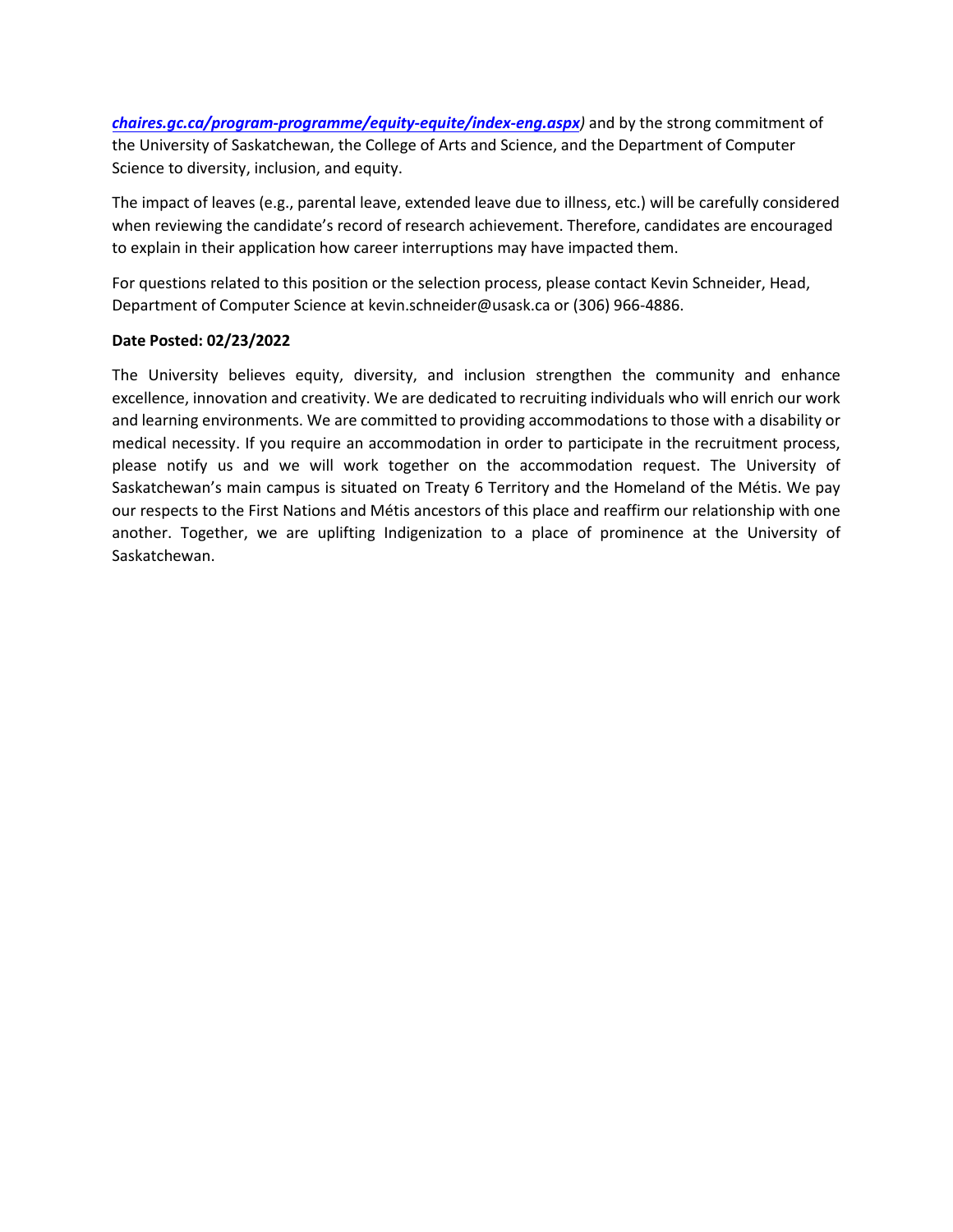***chaires.gc.ca/program-programme/equity-equite/index-eng.aspx)*** and by the strong commitment of the University of Saskatchewan, the College of Arts and Science, and the Department of Computer Science to diversity, inclusion, and equity.

The impact of leaves (e.g., parental leave, extended leave due to illness, etc.) will be carefully considered when reviewing the candidate's record of research achievement. Therefore, candidates are encouraged to explain in their application how career interruptions may have impacted them.

For questions related to this position or the selection process, please contact Kevin Schneider, Head, Department of Computer Science at kevin.schneider@usask.ca or (306) 966-4886.

**Date Posted: 02/23/2022**

The University believes equity, diversity, and inclusion strengthen the community and enhance excellence, innovation and creativity. We are dedicated to recruiting individuals who will enrich our work and learning environments. We are committed to providing accommodations to those with a disability or medical necessity. If you require an accommodation in order to participate in the recruitment process, please notify us and we will work together on the accommodation request. The University of Saskatchewan's main campus is situated on Treaty 6 Territory and the Homeland of the Métis. We pay our respects to the First Nations and Métis ancestors of this place and reaffirm our relationship with one another. Together, we are uplifting Indigenization to a place of prominence at the University of Saskatchewan.